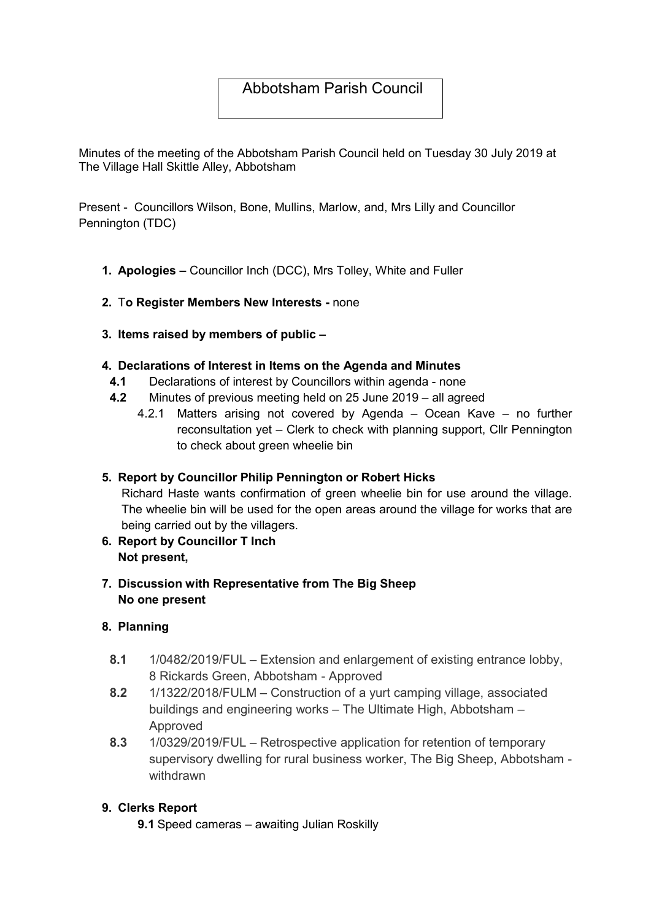# Abbotsham Parish Council

Minutes of the meeting of the Abbotsham Parish Council held on Tuesday 30 July 2019 at The Village Hall Skittle Alley, Abbotsham

Present - Councillors Wilson, Bone, Mullins, Marlow, and, Mrs Lilly and Councillor Pennington (TDC)

1. **Apologies –** Councillor Inch (DCC), Mrs Tolley, White and Fuller
2. T**o Register Members New Interests -** none
3. **Items raised by members of public –**
4. **Declarations of Interest in Items on the Agenda and Minutes**
   - **4.1** Declarations of interest by Councillors within agenda - none
   - **4.2** Minutes of previous meeting held on 25 June 2019 – all agreed
     - 4.2.1 Matters arising not covered by Agenda – Ocean Kave – no further reconsultation yet – Clerk to check with planning support, Cllr Pennington to check about green wheelie bin
5. **Report by Councillor Philip Pennington or Robert Hicks**
   Richard Haste wants confirmation of green wheelie bin for use around the village. The wheelie bin will be used for the open areas around the village for works that are being carried out by the villagers.
6. **Report by Councillor T Inch**
   **Not present,**
7. **Discussion with Representative from The Big Sheep**
   **No one present**
8. **Planning**
   - **8.1** 1/0482/2019/FUL – Extension and enlargement of existing entrance lobby, 8 Rickards Green, Abbotsham - Approved
   - **8.2** 1/1322/2018/FULM – Construction of a yurt camping village, associated buildings and engineering works – The Ultimate High, Abbotsham – Approved
   - **8.3** 1/0329/2019/FUL – Retrospective application for retention of temporary supervisory dwelling for rural business worker, The Big Sheep, Abbotsham - withdrawn
9. **Clerks Report**
   - **9.1** Speed cameras – awaiting Julian Roskilly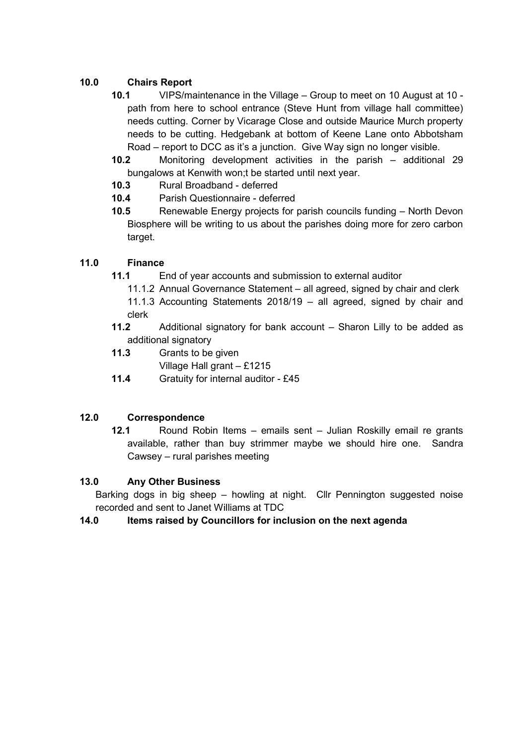## 10.0 Chairs Report

- **10.1** VIPS/maintenance in the Village – Group to meet on 10 August at 10 - path from here to school entrance (Steve Hunt from village hall committee) needs cutting. Corner by Vicarage Close and outside Maurice Murch property needs to be cutting. Hedgebank at bottom of Keene Lane onto Abbotsham Road – report to DCC as it's a junction. Give Way sign no longer visible.
- **10.2** Monitoring development activities in the parish – additional 29 bungalows at Kenwith won;t be started until next year.
- **10.3** Rural Broadband - deferred
- **10.4** Parish Questionnaire - deferred
- **10.5** Renewable Energy projects for parish councils funding – North Devon Biosphere will be writing to us about the parishes doing more for zero carbon target.

## 11.0 Finance

- **11.1** End of year accounts and submission to external auditor
  - 11.1.2 Annual Governance Statement – all agreed, signed by chair and clerk
  - 11.1.3 Accounting Statements 2018/19 – all agreed, signed by chair and clerk
- **11.2** Additional signatory for bank account – Sharon Lilly to be added as additional signatory
- **11.3** Grants to be given
  Village Hall grant – £1215
- **11.4** Gratuity for internal auditor - £45

## 12.0 Correspondence

- **12.1** Round Robin Items – emails sent – Julian Roskilly email re grants available, rather than buy strimmer maybe we should hire one. Sandra Cawsey – rural parishes meeting

## 13.0 Any Other Business

Barking dogs in big sheep – howling at night. Cllr Pennington suggested noise recorded and sent to Janet Williams at TDC

## 14.0 Items raised by Councillors for inclusion on the next agenda